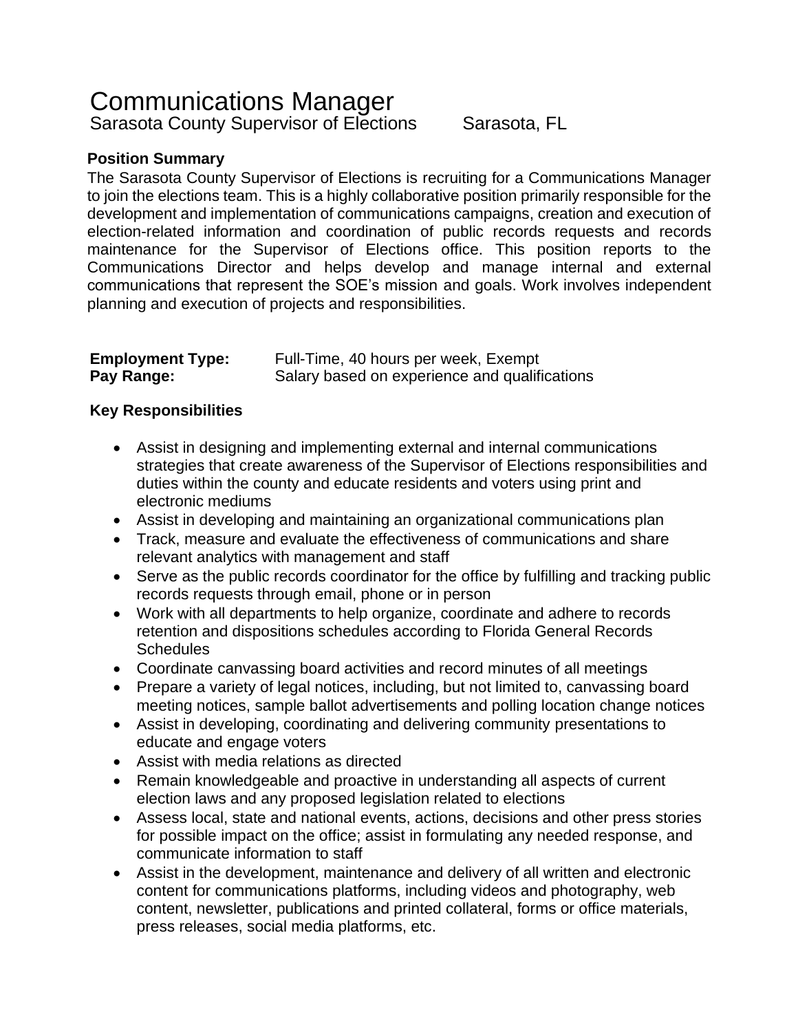# Communications Manager

Sarasota County Supervisor of Elections Sarasota, FL

**Position Summary**

The Sarasota County Supervisor of Elections is recruiting for a Communications Manager to join the elections team. This is a highly collaborative position primarily responsible for the development and implementation of communications campaigns, creation and execution of election-related information and coordination of public records requests and records maintenance for the Supervisor of Elections office. This position reports to the Communications Director and helps develop and manage internal and external communications that represent the SOE's mission and goals. Work involves independent planning and execution of projects and responsibilities.

**Employment Type:** Full-Time, 40 hours per week, Exempt
**Pay Range:** Salary based on experience and qualifications

**Key Responsibilities**

- Assist in designing and implementing external and internal communications strategies that create awareness of the Supervisor of Elections responsibilities and duties within the county and educate residents and voters using print and electronic mediums
- Assist in developing and maintaining an organizational communications plan
- Track, measure and evaluate the effectiveness of communications and share relevant analytics with management and staff
- Serve as the public records coordinator for the office by fulfilling and tracking public records requests through email, phone or in person
- Work with all departments to help organize, coordinate and adhere to records retention and dispositions schedules according to Florida General Records Schedules
- Coordinate canvassing board activities and record minutes of all meetings
- Prepare a variety of legal notices, including, but not limited to, canvassing board meeting notices, sample ballot advertisements and polling location change notices
- Assist in developing, coordinating and delivering community presentations to educate and engage voters
- Assist with media relations as directed
- Remain knowledgeable and proactive in understanding all aspects of current election laws and any proposed legislation related to elections
- Assess local, state and national events, actions, decisions and other press stories for possible impact on the office; assist in formulating any needed response, and communicate information to staff
- Assist in the development, maintenance and delivery of all written and electronic content for communications platforms, including videos and photography, web content, newsletter, publications and printed collateral, forms or office materials, press releases, social media platforms, etc.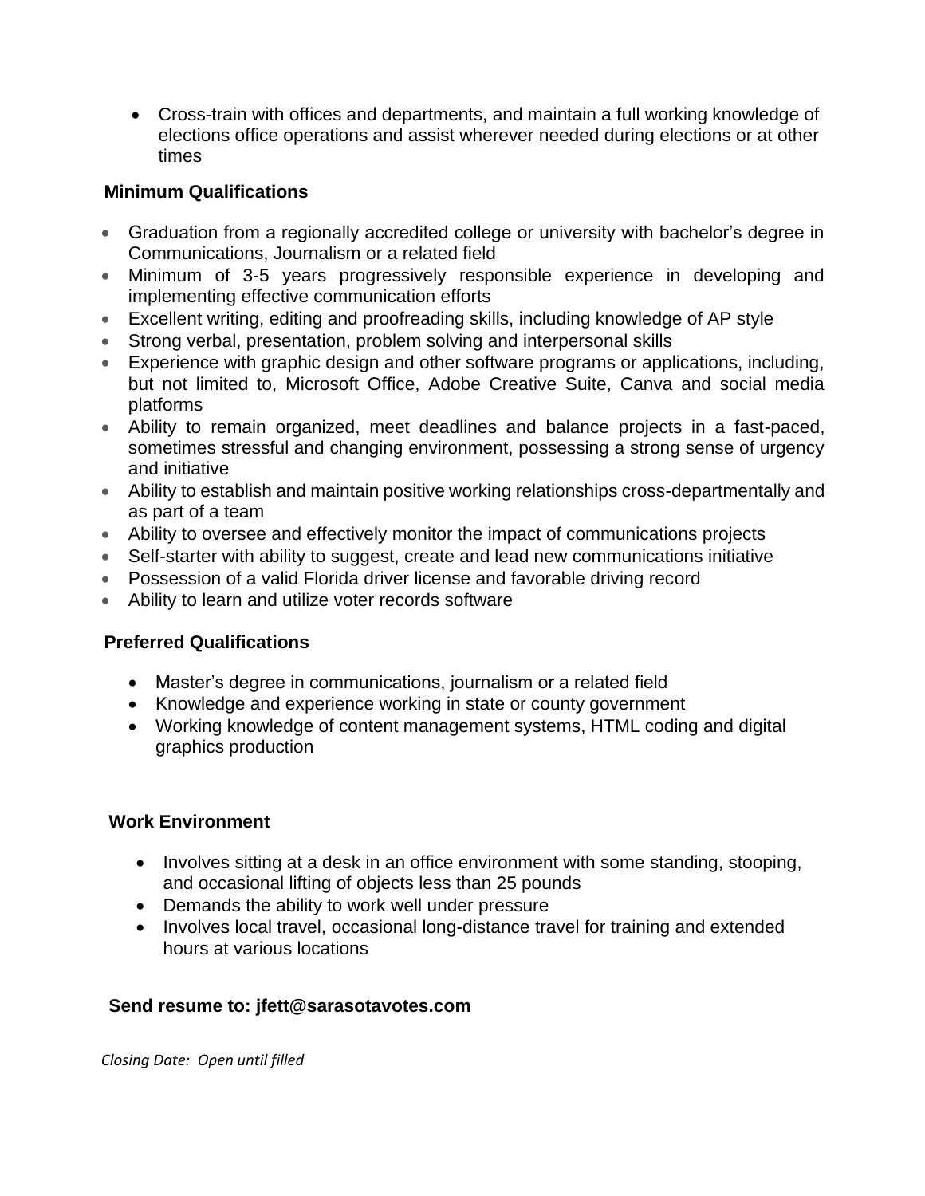- Cross-train with offices and departments, and maintain a full working knowledge of elections office operations and assist wherever needed during elections or at other times

**Minimum Qualifications**

- Graduation from a regionally accredited college or university with bachelor's degree in Communications, Journalism or a related field
- Minimum of 3-5 years progressively responsible experience in developing and implementing effective communication efforts
- Excellent writing, editing and proofreading skills, including knowledge of AP style
- Strong verbal, presentation, problem solving and interpersonal skills
- Experience with graphic design and other software programs or applications, including, but not limited to, Microsoft Office, Adobe Creative Suite, Canva and social media platforms
- Ability to remain organized, meet deadlines and balance projects in a fast-paced, sometimes stressful and changing environment, possessing a strong sense of urgency and initiative
- Ability to establish and maintain positive working relationships cross-departmentally and as part of a team
- Ability to oversee and effectively monitor the impact of communications projects
- Self-starter with ability to suggest, create and lead new communications initiative
- Possession of a valid Florida driver license and favorable driving record
- Ability to learn and utilize voter records software

**Preferred Qualifications**

- Master's degree in communications, journalism or a related field
- Knowledge and experience working in state or county government
- Working knowledge of content management systems, HTML coding and digital graphics production

**Work Environment**

- Involves sitting at a desk in an office environment with some standing, stooping, and occasional lifting of objects less than 25 pounds
- Demands the ability to work well under pressure
- Involves local travel, occasional long-distance travel for training and extended hours at various locations

**Send resume to: jfett@sarasotavotes.com**

*Closing Date: Open until filled*